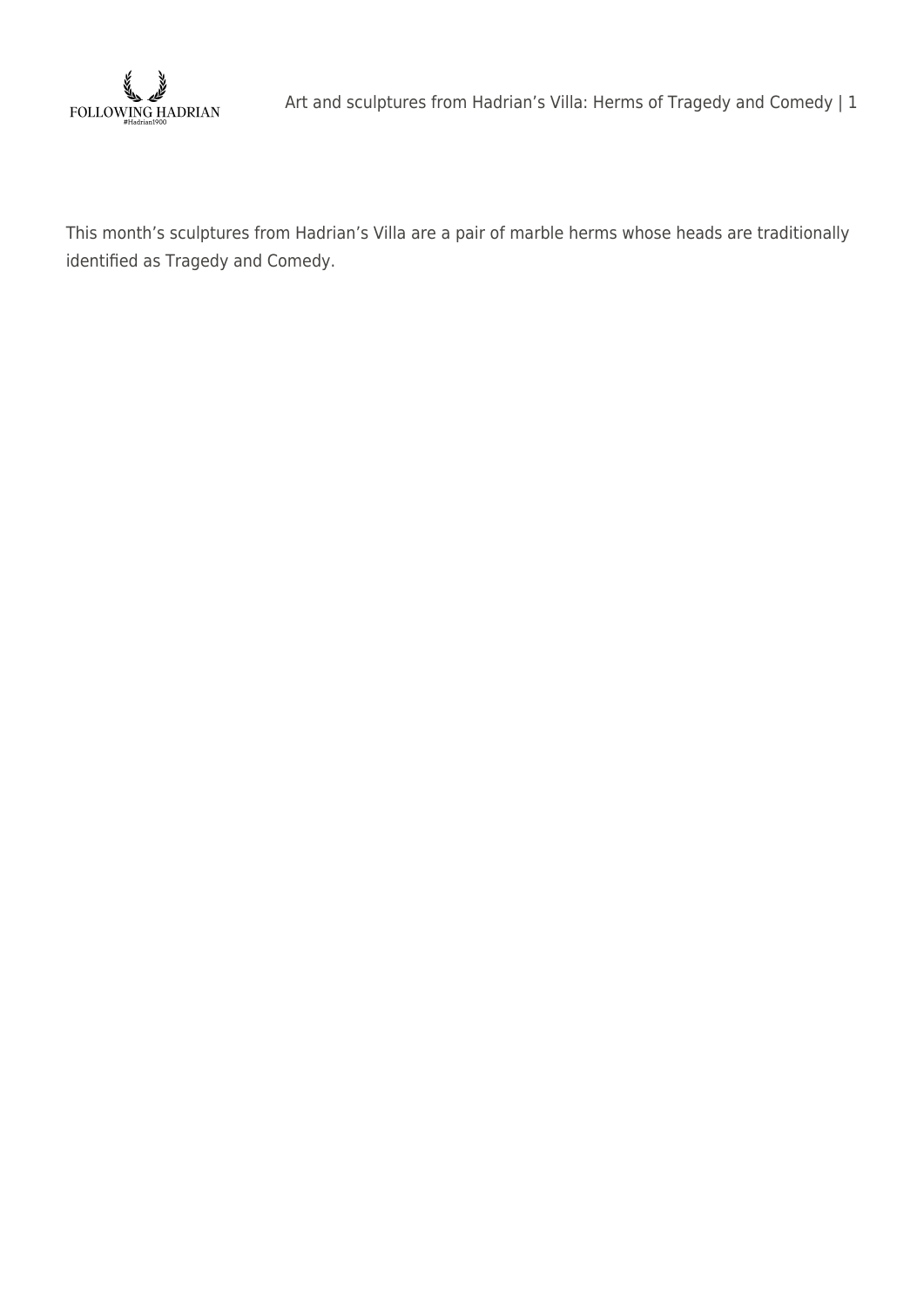This month's sculptures from Hadrian's Villa are a pair of marble herms whose heads are traditionally identified as Tragedy and Comedy.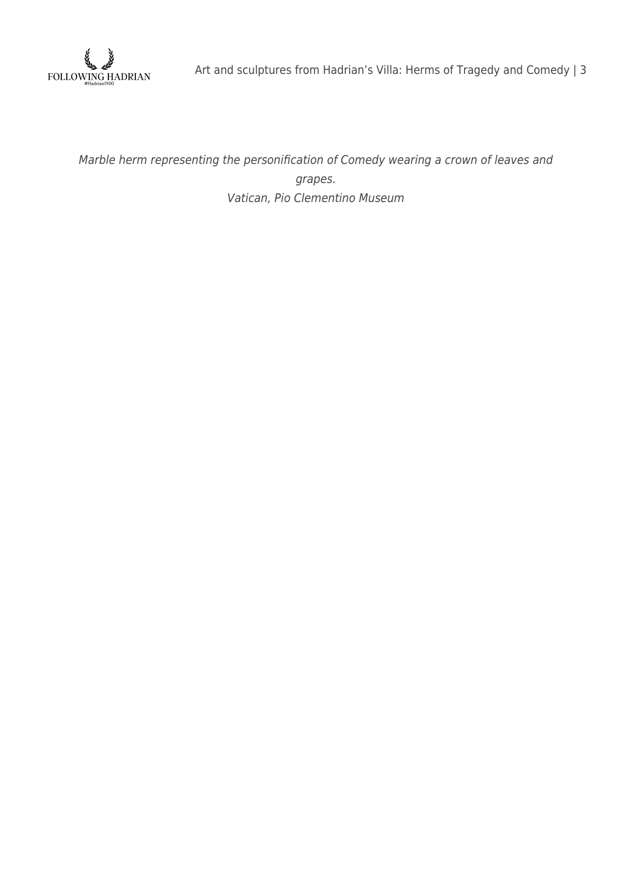*Marble herm representing the personification of Comedy wearing a crown of leaves and grapes.*
*Vatican, Pio Clementino Museum*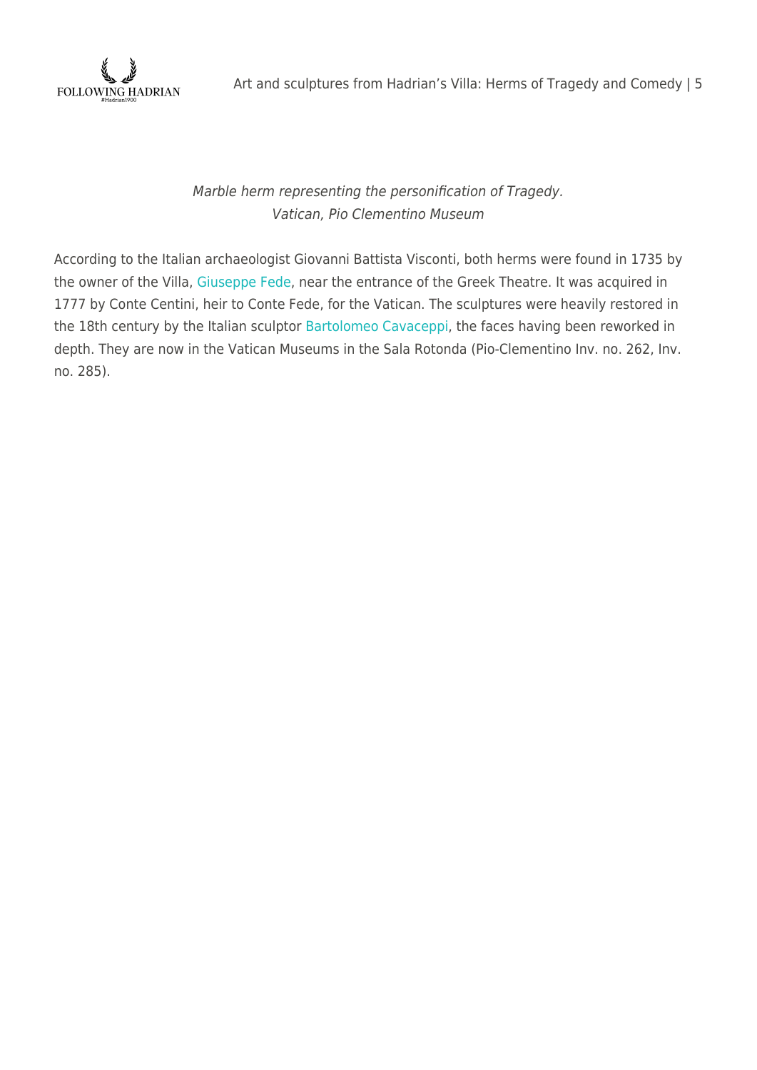*Marble herm representing the personification of Tragedy.*
*Vatican, Pio Clementino Museum*

According to the Italian archaeologist Giovanni Battista Visconti, both herms were found in 1735 by the owner of the Villa, Giuseppe Fede, near the entrance of the Greek Theatre. It was acquired in 1777 by Conte Centini, heir to Conte Fede, for the Vatican. The sculptures were heavily restored in the 18th century by the Italian sculptor Bartolomeo Cavaceppi, the faces having been reworked in depth. They are now in the Vatican Museums in the Sala Rotonda (Pio-Clementino Inv. no. 262, Inv. no. 285).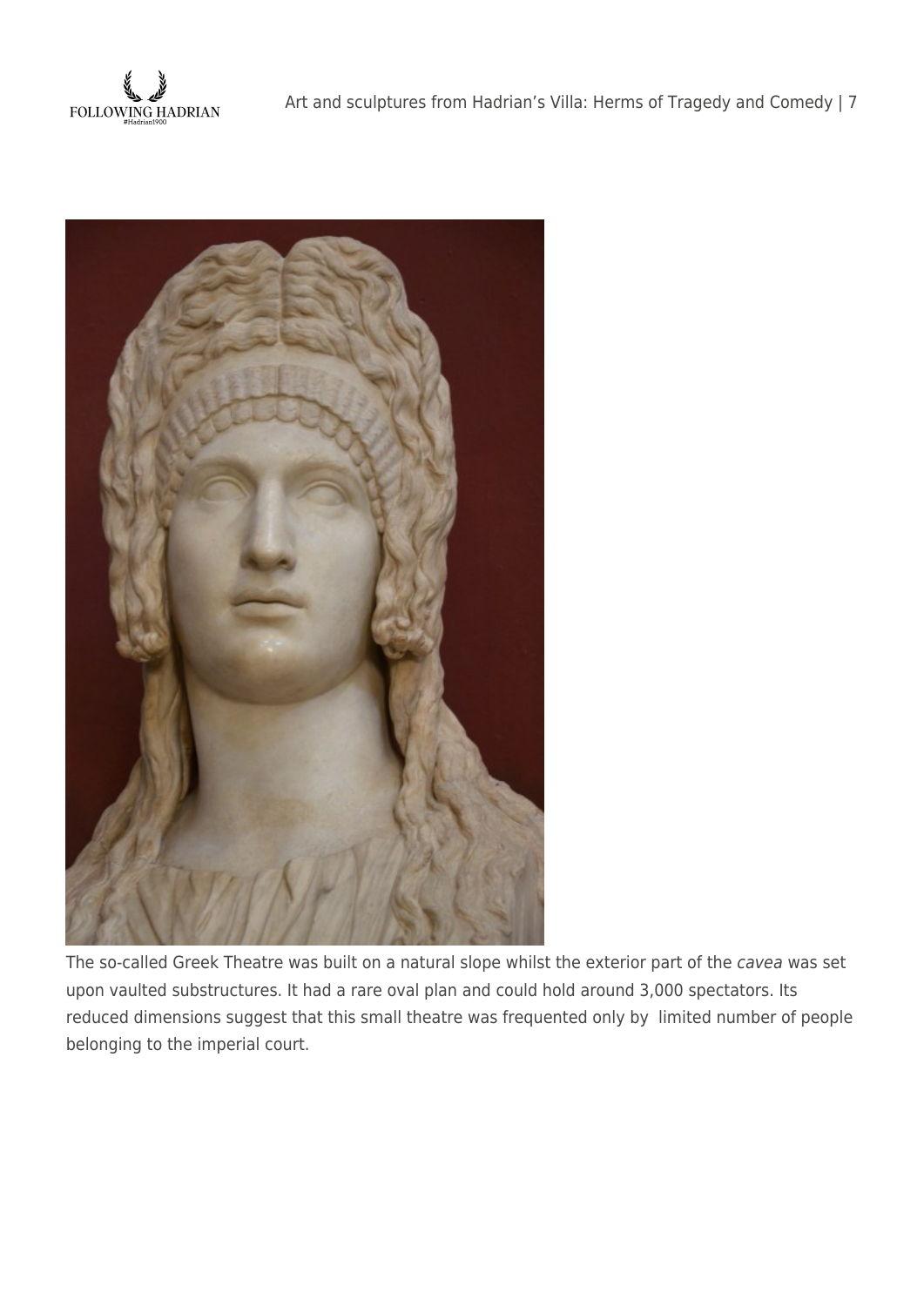The so-called Greek Theatre was built on a natural slope whilst the exterior part of the *cavea* was set upon vaulted substructures. It had a rare oval plan and could hold around 3,000 spectators. Its reduced dimensions suggest that this small theatre was frequented only by  limited number of people belonging to the imperial court.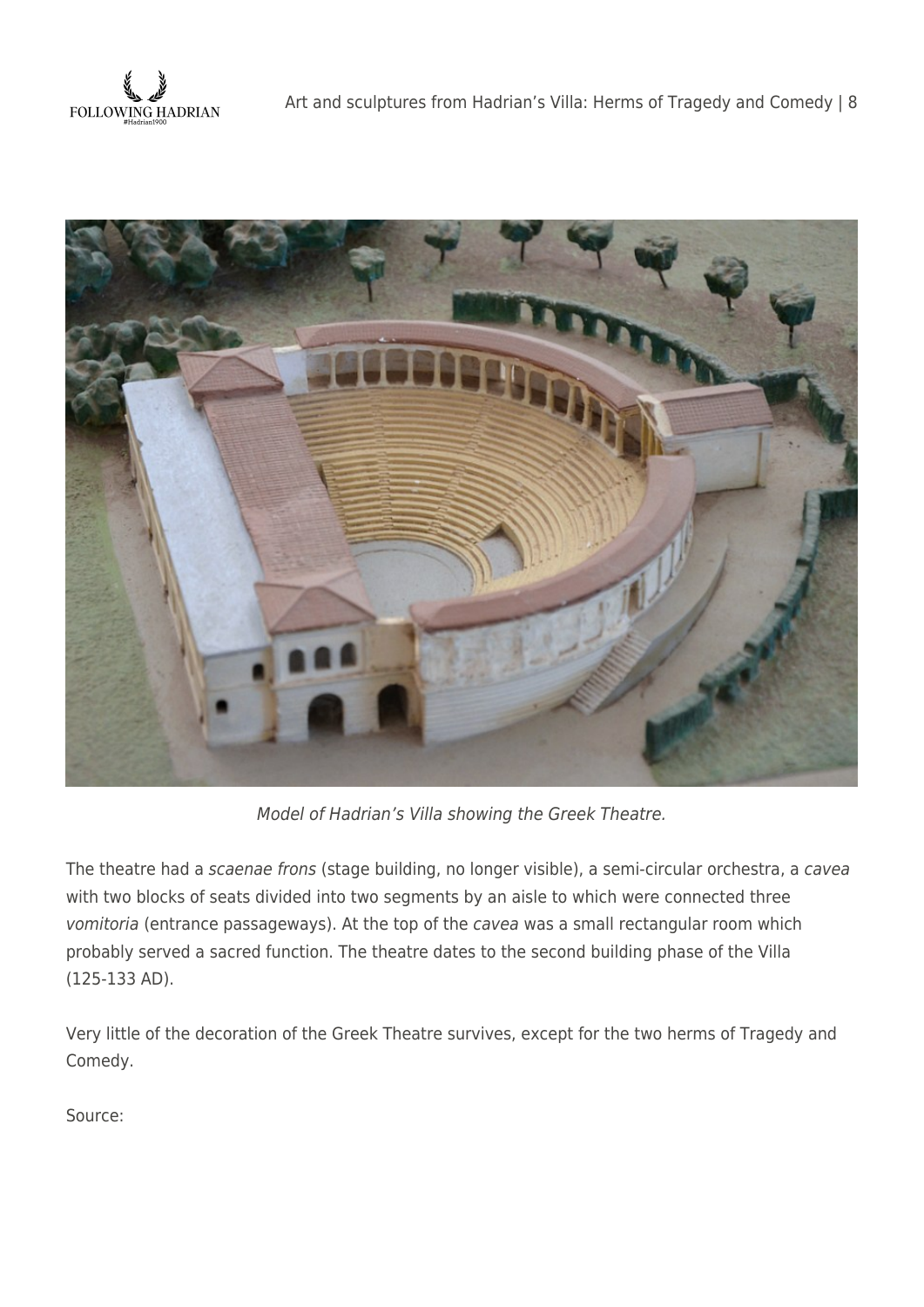*Model of Hadrian's Villa showing the Greek Theatre.*

The theatre had a *scaenae frons* (stage building, no longer visible), a semi-circular orchestra, a *cavea* with two blocks of seats divided into two segments by an aisle to which were connected three *vomitoria* (entrance passageways). At the top of the *cavea* was a small rectangular room which probably served a sacred function. The theatre dates to the second building phase of the Villa (125-133 AD).

Very little of the decoration of the Greek Theatre survives, except for the two herms of Tragedy and Comedy.

Source: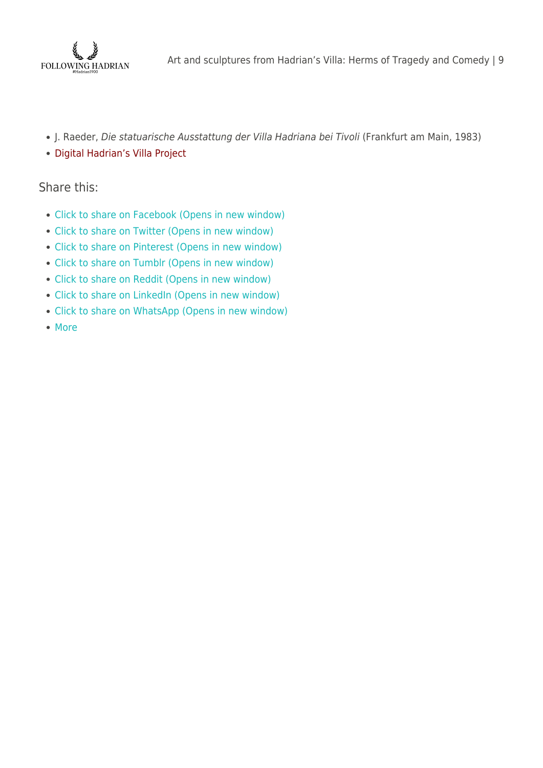- J. Raeder, *Die statuarische Ausstattung der Villa Hadriana bei Tivoli* (Frankfurt am Main, 1983)
- Digital Hadrian's Villa Project

## Share this:

- Click to share on Facebook (Opens in new window)
- Click to share on Twitter (Opens in new window)
- Click to share on Pinterest (Opens in new window)
- Click to share on Tumblr (Opens in new window)
- Click to share on Reddit (Opens in new window)
- Click to share on LinkedIn (Opens in new window)
- Click to share on WhatsApp (Opens in new window)
- More